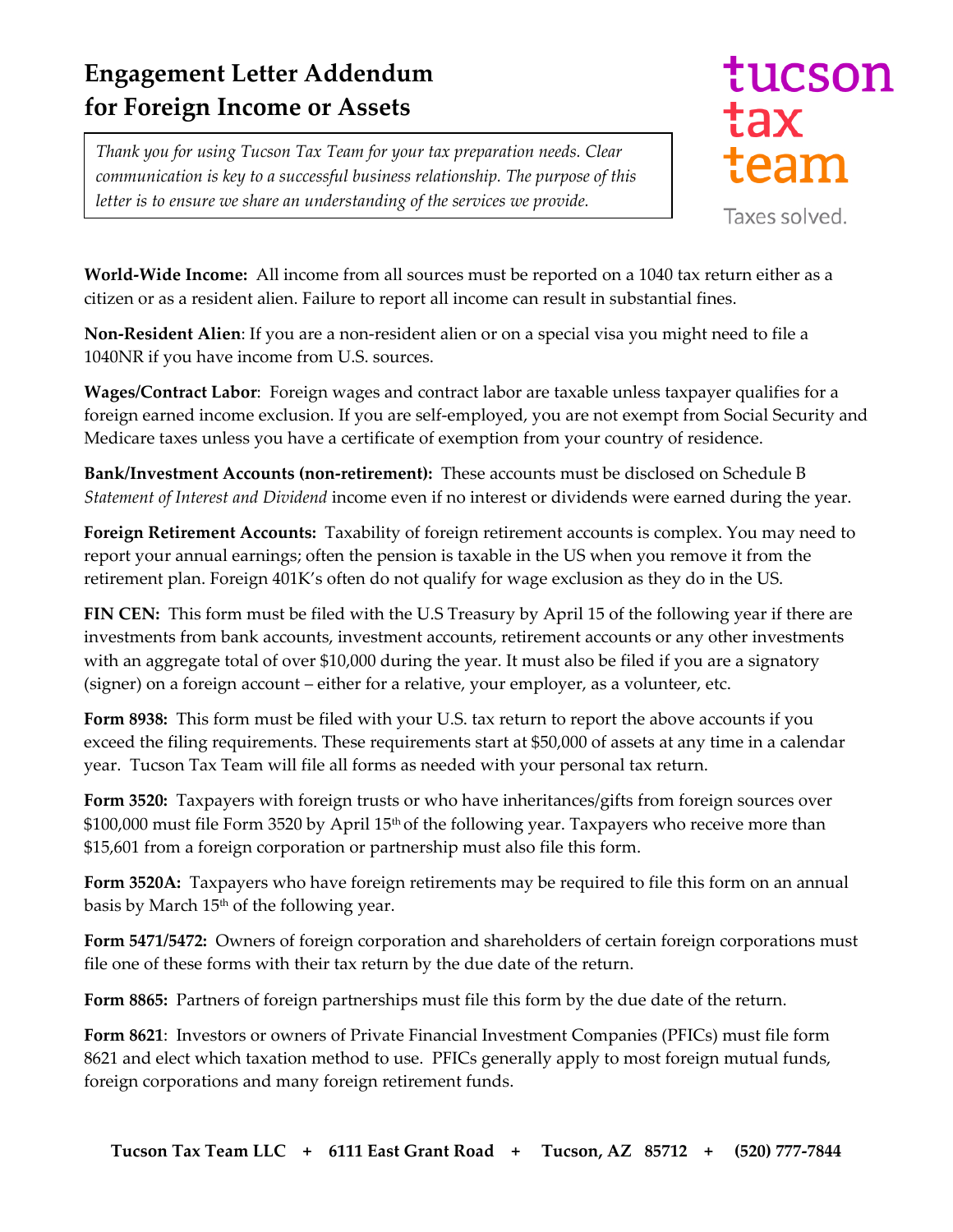# Engagement Letter Addendum for Foreign Income or Assets

*Thank you for using Tucson Tax Team for your tax preparation needs. Clear communication is key to a successful business relationship. The purpose of this letter is to ensure we share an understanding of the services we provide.*

tucson tax team

Taxes solved.

**World-Wide Income:** All income from all sources must be reported on a 1040 tax return either as a citizen or as a resident alien. Failure to report all income can result in substantial fines.

**Non-Resident Alien**: If you are a non-resident alien or on a special visa you might need to file a 1040NR if you have income from U.S. sources.

**Wages/Contract Labor**: Foreign wages and contract labor are taxable unless taxpayer qualifies for a foreign earned income exclusion. If you are self-employed, you are not exempt from Social Security and Medicare taxes unless you have a certificate of exemption from your country of residence.

**Bank/Investment Accounts (non-retirement):** These accounts must be disclosed on Schedule B *Statement of Interest and Dividend* income even if no interest or dividends were earned during the year.

**Foreign Retirement Accounts:** Taxability of foreign retirement accounts is complex. You may need to report your annual earnings; often the pension is taxable in the US when you remove it from the retirement plan. Foreign 401K's often do not qualify for wage exclusion as they do in the US.

**FIN CEN:** This form must be filed with the U.S Treasury by April 15 of the following year if there are investments from bank accounts, investment accounts, retirement accounts or any other investments with an aggregate total of over $10,000 during the year. It must also be filed if you are a signatory (signer) on a foreign account – either for a relative, your employer, as a volunteer, etc.

**Form 8938:** This form must be filed with your U.S. tax return to report the above accounts if you exceed the filing requirements. These requirements start at $50,000 of assets at any time in a calendar year. Tucson Tax Team will file all forms as needed with your personal tax return.

**Form 3520:** Taxpayers with foreign trusts or who have inheritances/gifts from foreign sources over $100,000 must file Form 3520 by April 15th of the following year. Taxpayers who receive more than $15,601 from a foreign corporation or partnership must also file this form.

**Form 3520A:** Taxpayers who have foreign retirements may be required to file this form on an annual basis by March 15th of the following year.

**Form 5471/5472:** Owners of foreign corporation and shareholders of certain foreign corporations must file one of these forms with their tax return by the due date of the return.

**Form 8865:** Partners of foreign partnerships must file this form by the due date of the return.

**Form 8621**: Investors or owners of Private Financial Investment Companies (PFICs) must file form 8621 and elect which taxation method to use. PFICs generally apply to most foreign mutual funds, foreign corporations and many foreign retirement funds.

**Tucson Tax Team LLC + 6111 East Grant Road + Tucson, AZ 85712 + (520) 777-7844**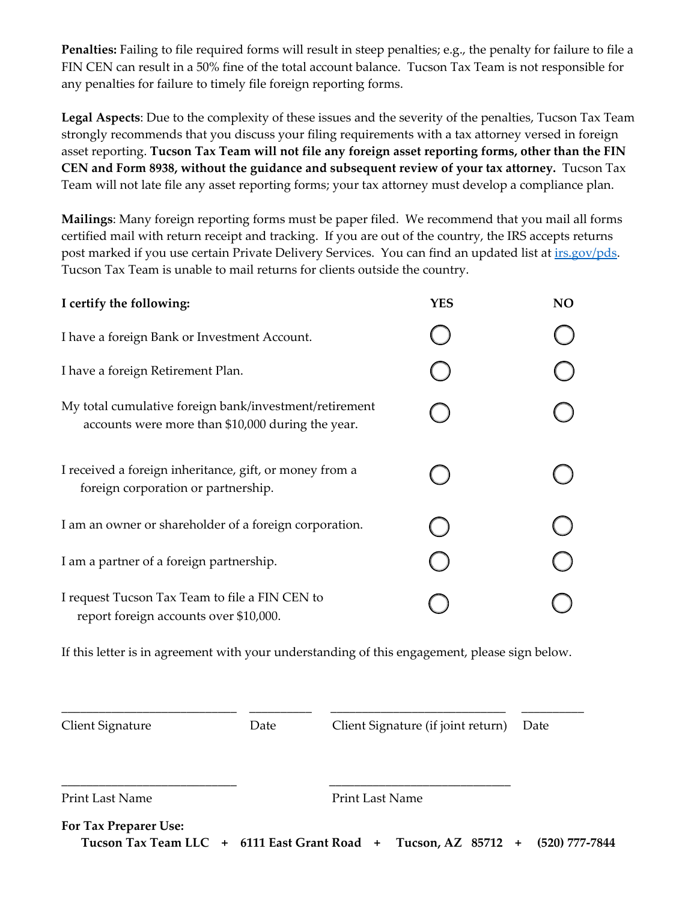**Penalties:** Failing to file required forms will result in steep penalties; e.g., the penalty for failure to file a FIN CEN can result in a 50% fine of the total account balance. Tucson Tax Team is not responsible for any penalties for failure to timely file foreign reporting forms.

**Legal Aspects**: Due to the complexity of these issues and the severity of the penalties, Tucson Tax Team strongly recommends that you discuss your filing requirements with a tax attorney versed in foreign asset reporting. **Tucson Tax Team will not file any foreign asset reporting forms, other than the FIN CEN and Form 8938, without the guidance and subsequent review of your tax attorney.** Tucson Tax Team will not late file any asset reporting forms; your tax attorney must develop a compliance plan.

**Mailings**: Many foreign reporting forms must be paper filed. We recommend that you mail all forms certified mail with return receipt and tracking. If you are out of the country, the IRS accepts returns post marked if you use certain Private Delivery Services. You can find an updated list at [irs.gov/pds](irs.gov/pds). Tucson Tax Team is unable to mail returns for clients outside the country.

| **I certify the following:** | **YES** | **NO** |
|---|---|---|
| I have a foreign Bank or Investment Account. | ◯ | ◯ |
| I have a foreign Retirement Plan. | ◯ | ◯ |
| My total cumulative foreign bank/investment/retirement accounts were more than $10,000 during the year. | ◯ | ◯ |
| I received a foreign inheritance, gift, or money from a foreign corporation or partnership. | ◯ | ◯ |
| I am an owner or shareholder of a foreign corporation. | ◯ | ◯ |
| I am a partner of a foreign partnership. | ◯ | ◯ |
| I request Tucson Tax Team to file a FIN CEN to report foreign accounts over $10,000. | ◯ | ◯ |

If this letter is in agreement with your understanding of this engagement, please sign below.

\_\_\_\_\_\_\_\_\_\_\_\_\_\_\_\_\_\_\_\_\_\_\_\_\_\_\_\_ \_\_\_\_\_\_\_\_\_\_ \_\_\_\_\_\_\_\_\_\_\_\_\_\_\_\_\_\_\_\_\_\_\_\_\_\_\_\_ \_\_\_\_\_\_\_\_\_\_

Client Signature Date Client Signature (if joint return) Date

\_\_\_\_\_\_\_\_\_\_\_\_\_\_\_\_\_\_\_\_\_\_\_\_\_\_\_\_ \_\_\_\_\_\_\_\_\_\_\_\_\_\_\_\_\_\_\_\_\_\_\_\_\_\_\_\_

Print Last Name Print Last Name

**For Tax Preparer Use:**

**Tucson Tax Team LLC + 6111 East Grant Road + Tucson, AZ 85712 + (520) 777-7844**